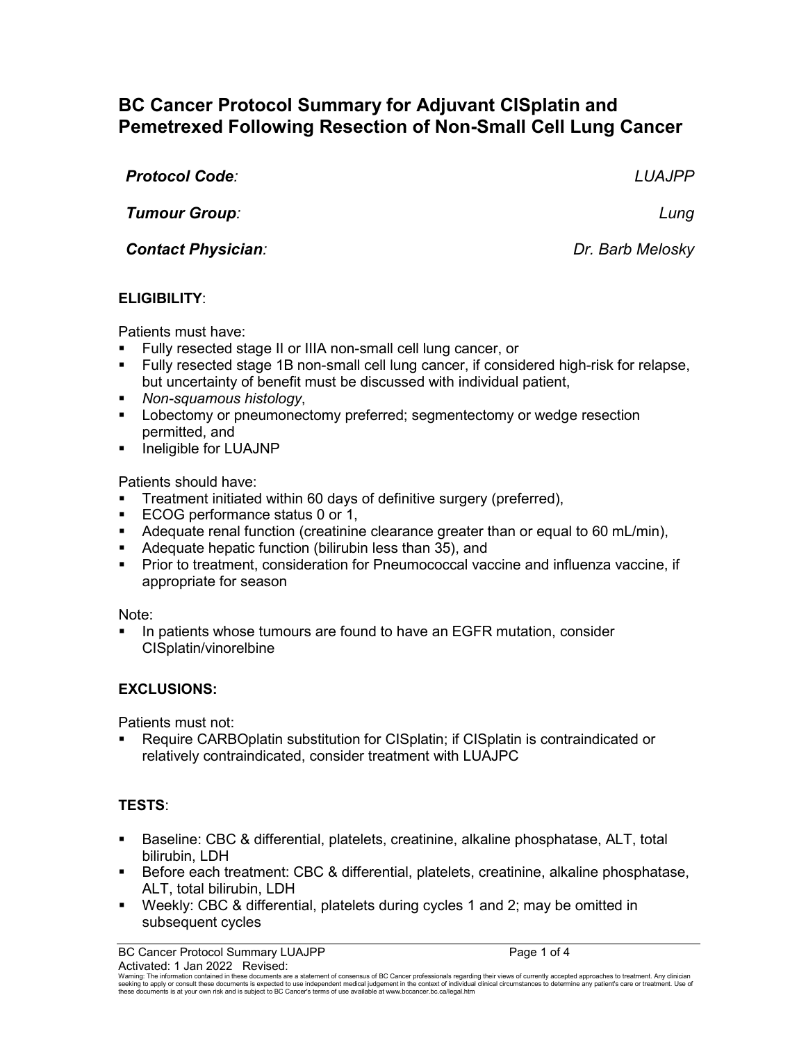# BC Cancer Protocol Summary for Adjuvant CISplatin and Pemetrexed Following Resection of Non-Small Cell Lung Cancer

| | |
|---|---|
| ***Protocol Code*:** | *LUAJPP* |
| ***Tumour Group*:** | *Lung* |
| ***Contact Physician*:** | *Dr. Barb Melosky* |

**ELIGIBILITY**:

Patients must have:

- Fully resected stage II or IIIA non-small cell lung cancer, or
- Fully resected stage 1B non-small cell lung cancer, if considered high-risk for relapse, but uncertainty of benefit must be discussed with individual patient,
- *Non-squamous histology*,
- Lobectomy or pneumonectomy preferred; segmentectomy or wedge resection permitted, and
- Ineligible for LUAJNP

Patients should have:

- Treatment initiated within 60 days of definitive surgery (preferred),
- ECOG performance status 0 or 1,
- Adequate renal function (creatinine clearance greater than or equal to 60 mL/min),
- Adequate hepatic function (bilirubin less than 35), and
- Prior to treatment, consideration for Pneumococcal vaccine and influenza vaccine, if appropriate for season

Note:

- In patients whose tumours are found to have an EGFR mutation, consider CISplatin/vinorelbine

**EXCLUSIONS:**

Patients must not:

- Require CARBOplatin substitution for CISplatin; if CISplatin is contraindicated or relatively contraindicated, consider treatment with LUAJPC

**TESTS**:

- Baseline: CBC & differential, platelets, creatinine, alkaline phosphatase, ALT, total bilirubin, LDH
- Before each treatment: CBC & differential, platelets, creatinine, alkaline phosphatase, ALT, total bilirubin, LDH
- Weekly: CBC & differential, platelets during cycles 1 and 2; may be omitted in subsequent cycles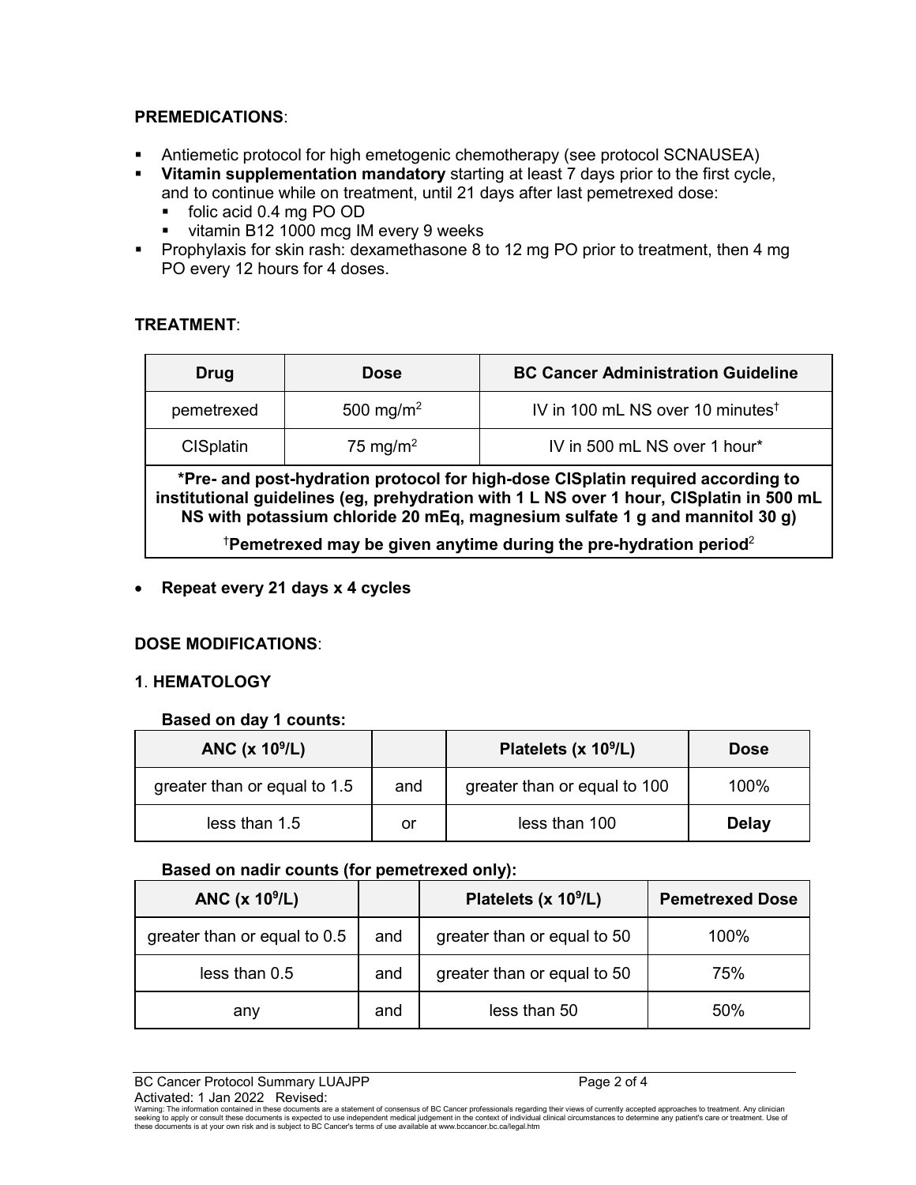**PREMEDICATIONS**:

- Antiemetic protocol for high emetogenic chemotherapy (see protocol SCNAUSEA)
- **Vitamin supplementation mandatory** starting at least 7 days prior to the first cycle, and to continue while on treatment, until 21 days after last pemetrexed dose:
  - folic acid 0.4 mg PO OD
  - vitamin B12 1000 mcg IM every 9 weeks
- Prophylaxis for skin rash: dexamethasone 8 to 12 mg PO prior to treatment, then 4 mg PO every 12 hours for 4 doses.

**TREATMENT**:

| Drug | Dose | BC Cancer Administration Guideline |
|---|---|---|
| pemetrexed | 500 mg/m$^2$ | IV in 100 mL NS over 10 minutes† |
| CISplatin | 75 mg/m$^2$ | IV in 500 mL NS over 1 hour* |
| **\*Pre- and post-hydration protocol for high-dose CISplatin required according to institutional guidelines (eg, prehydration with 1 L NS over 1 hour, CISplatin in 500 mL NS with potassium chloride 20 mEq, magnesium sulfate 1 g and mannitol 30 g)** | | |
| **†Pemetrexed may be given anytime during the pre-hydration period**[2] | | |

- **Repeat every 21 days x 4 cycles**

**DOSE MODIFICATIONS**:

**1**. **HEMATOLOGY**

**Based on day 1 counts:**

| ANC (x $10^9$/L) | | Platelets (x $10^9$/L) | Dose |
|---|---|---|---|
| greater than or equal to 1.5 | and | greater than or equal to 100 | 100% |
| less than 1.5 | or | less than 100 | **Delay** |

**Based on nadir counts (for pemetrexed only):**

| ANC (x $10^9$/L) | | Platelets (x $10^9$/L) | Pemetrexed Dose |
|---|---|---|---|
| greater than or equal to 0.5 | and | greater than or equal to 50 | 100% |
| less than 0.5 | and | greater than or equal to 50 | 75% |
| any | and | less than 50 | 50% |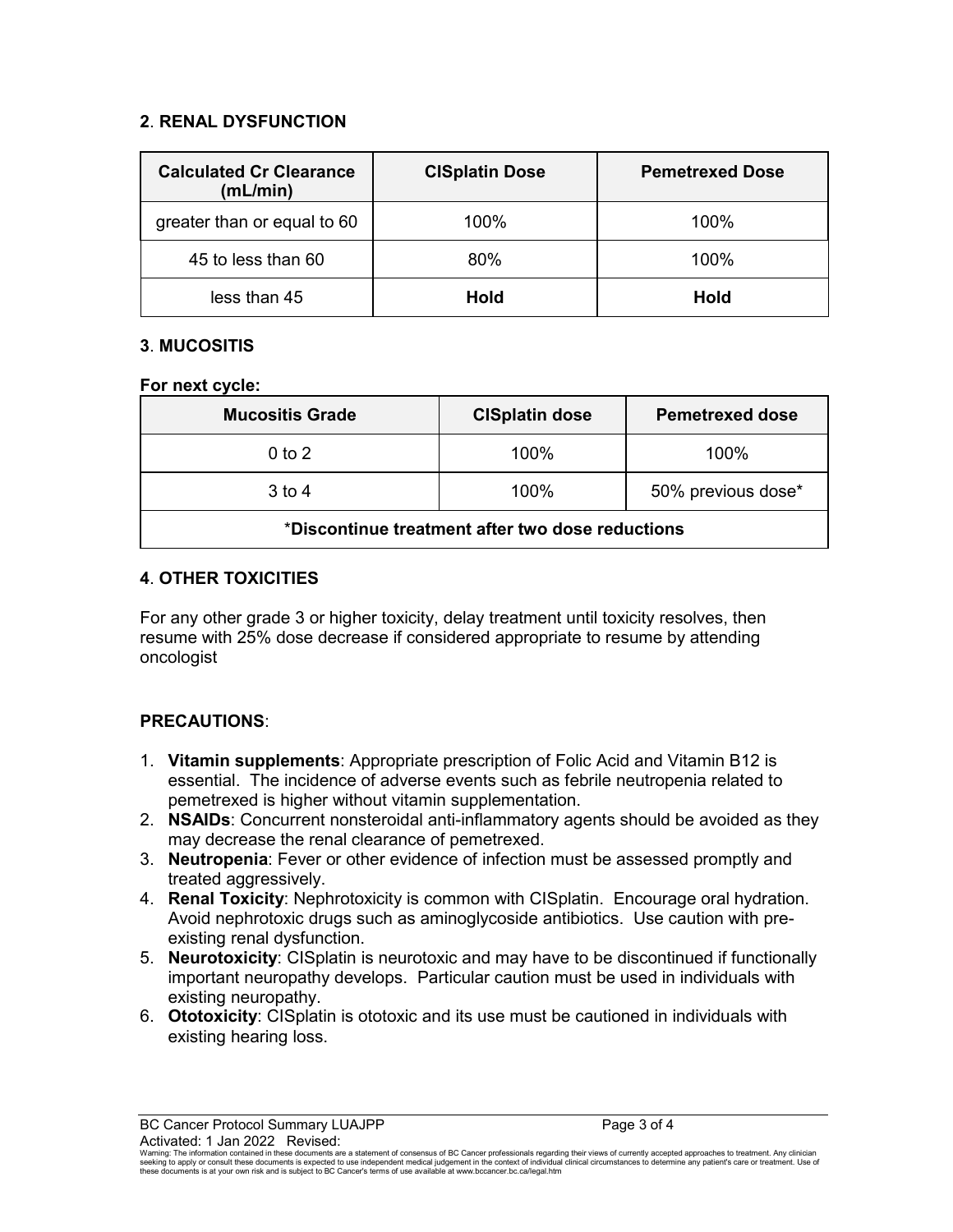**2**. **RENAL DYSFUNCTION**

| Calculated Cr Clearance (mL/min) | CISplatin Dose | Pemetrexed Dose |
|---|---|---|
| greater than or equal to 60 | 100% | 100% |
| 45 to less than 60 | 80% | 100% |
| less than 45 | **Hold** | **Hold** |

**3**. **MUCOSITIS**

**For next cycle:**

| Mucositis Grade | CISplatin dose | Pemetrexed dose |
|---|---|---|
| 0 to 2 | 100% | 100% |
| 3 to 4 | 100% | 50% previous dose* |
| ***Discontinue treatment after two dose reductions** | | |

**4**. **OTHER TOXICITIES**

For any other grade 3 or higher toxicity, delay treatment until toxicity resolves, then resume with 25% dose decrease if considered appropriate to resume by attending oncologist

**PRECAUTIONS**:

1. **Vitamin supplements**: Appropriate prescription of Folic Acid and Vitamin B12 is essential. The incidence of adverse events such as febrile neutropenia related to pemetrexed is higher without vitamin supplementation.
2. **NSAIDs**: Concurrent nonsteroidal anti-inflammatory agents should be avoided as they may decrease the renal clearance of pemetrexed.
3. **Neutropenia**: Fever or other evidence of infection must be assessed promptly and treated aggressively.
4. **Renal Toxicity**: Nephrotoxicity is common with CISplatin. Encourage oral hydration. Avoid nephrotoxic drugs such as aminoglycoside antibiotics. Use caution with pre-existing renal dysfunction.
5. **Neurotoxicity**: CISplatin is neurotoxic and may have to be discontinued if functionally important neuropathy develops. Particular caution must be used in individuals with existing neuropathy.
6. **Ototoxicity**: CISplatin is ototoxic and its use must be cautioned in individuals with existing hearing loss.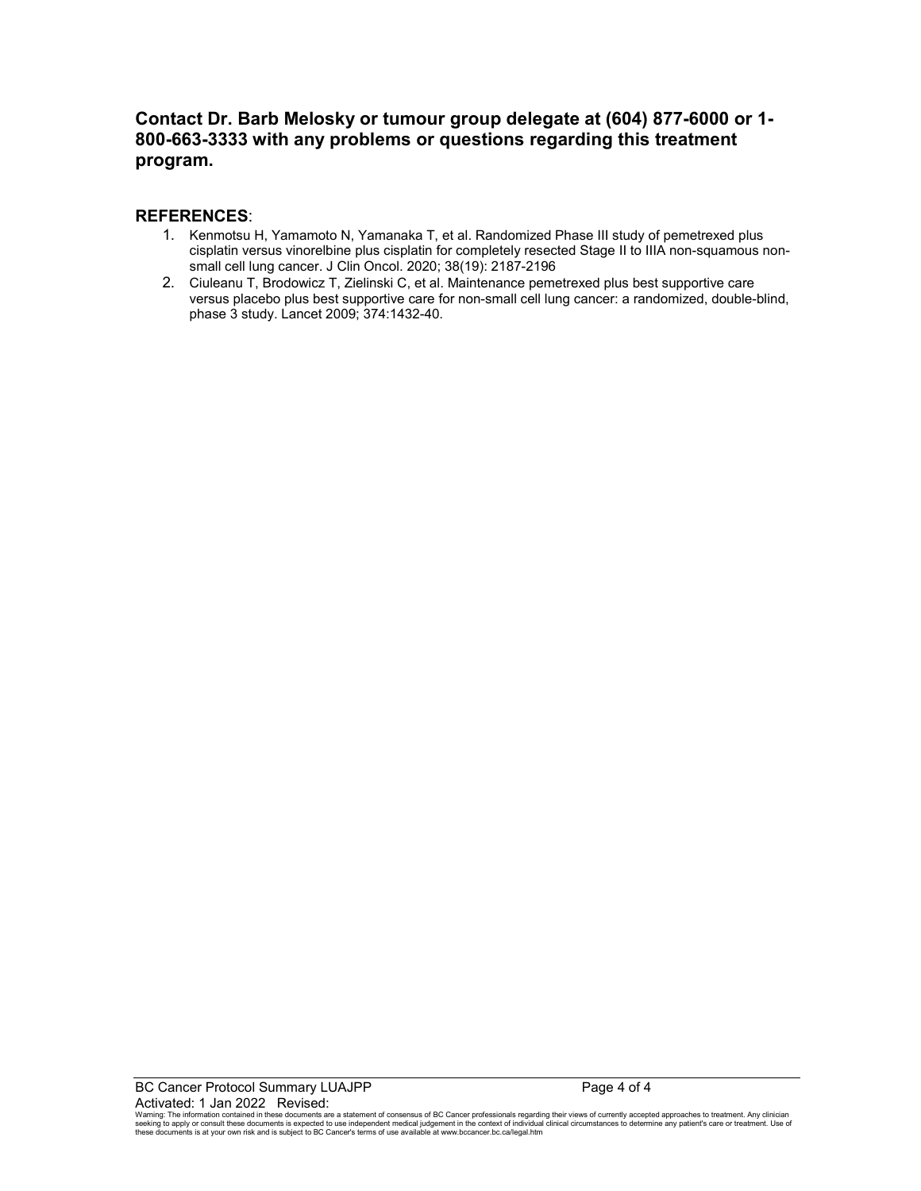**Contact Dr. Barb Melosky or tumour group delegate at (604) 877-6000 or 1-800-663-3333 with any problems or questions regarding this treatment program.**

## REFERENCES:

1. Kenmotsu H, Yamamoto N, Yamanaka T, et al. Randomized Phase III study of pemetrexed plus cisplatin versus vinorelbine plus cisplatin for completely resected Stage II to IIIA non-squamous non-small cell lung cancer. J Clin Oncol. 2020; 38(19): 2187-2196
2. Ciuleanu T, Brodowicz T, Zielinski C, et al. Maintenance pemetrexed plus best supportive care versus placebo plus best supportive care for non-small cell lung cancer: a randomized, double-blind, phase 3 study. Lancet 2009; 374:1432-40.